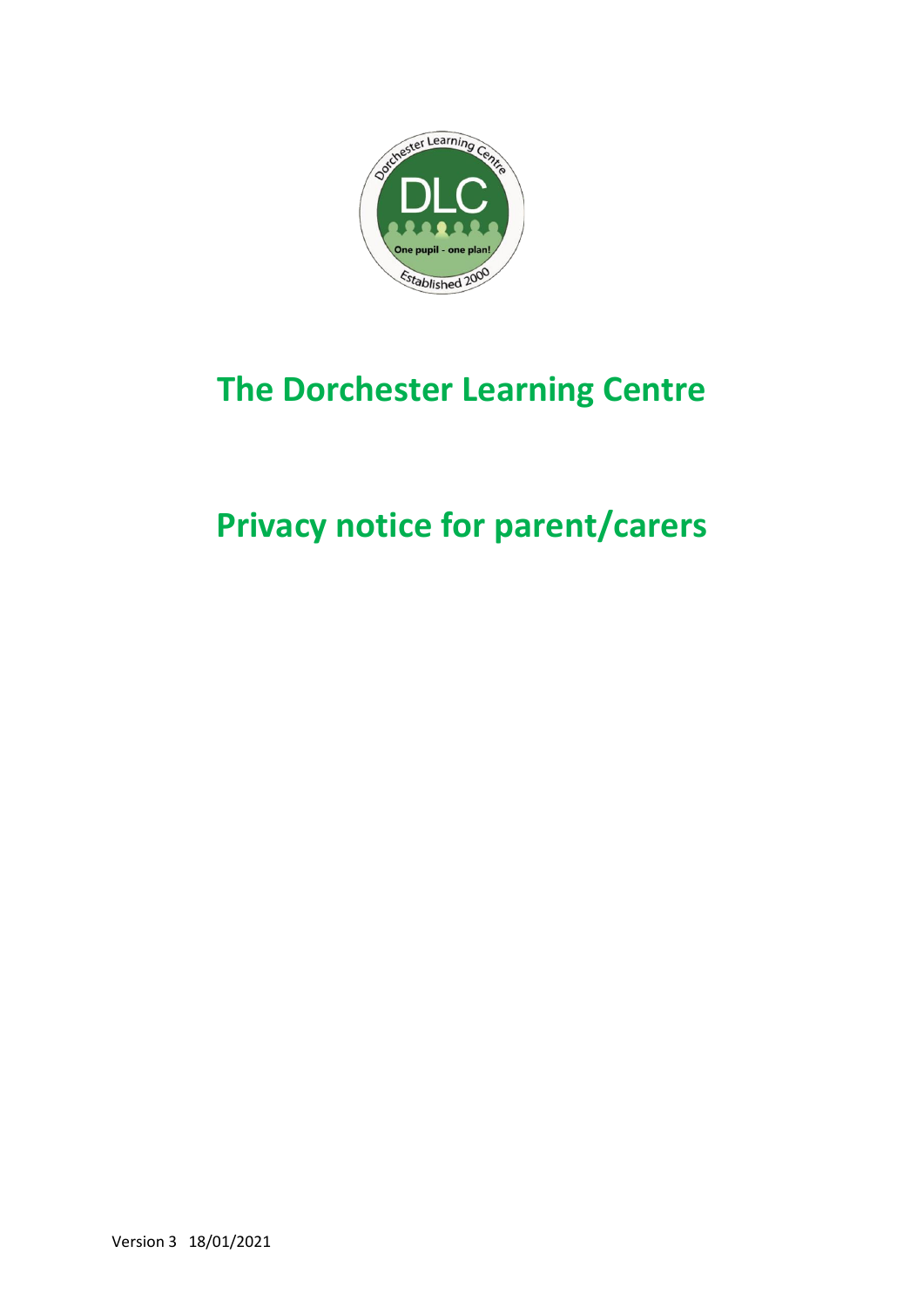# The Dorchester Learning Centre

# Privacy notice for parent/carers

Version 3 18/01/2021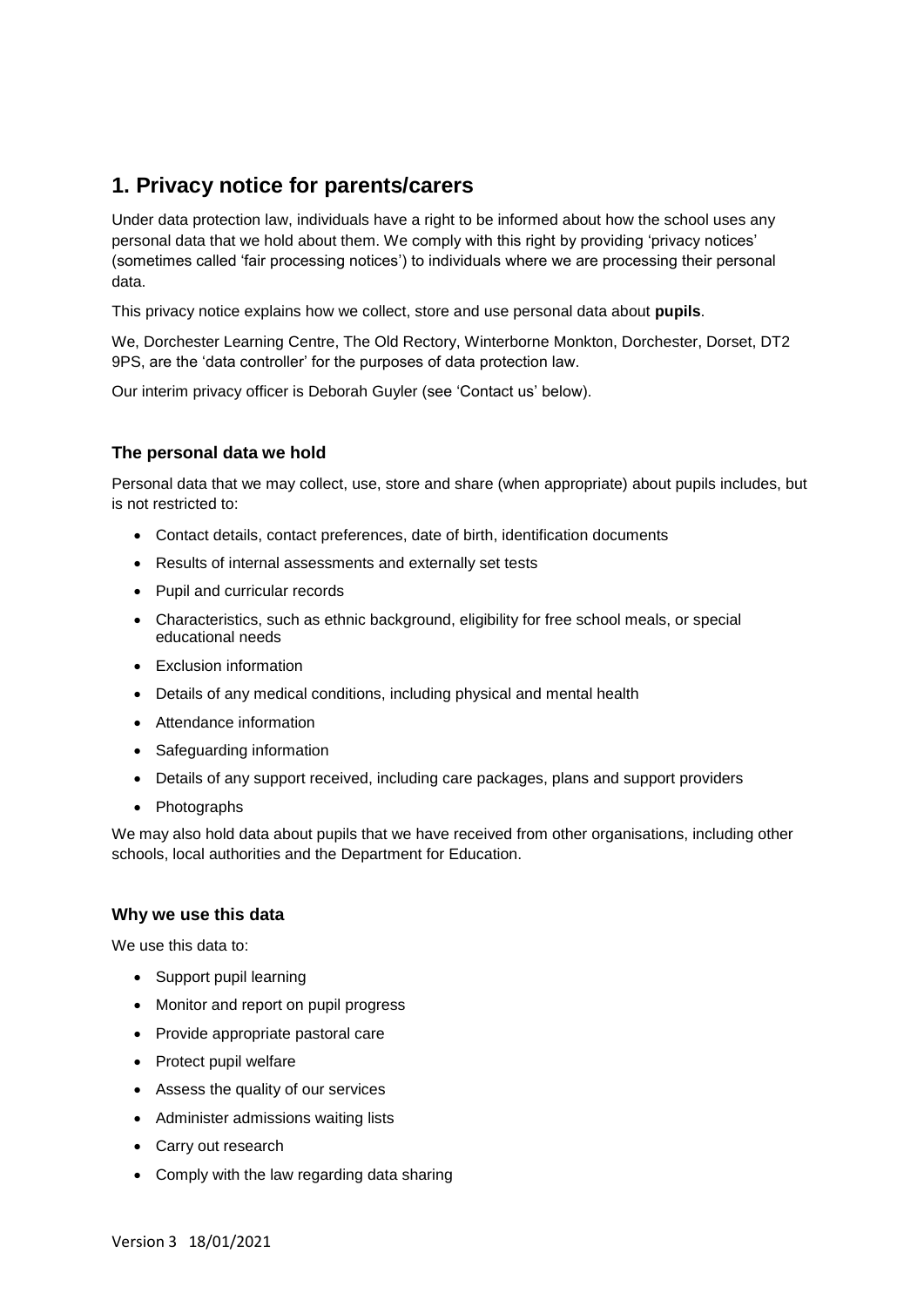## 1. Privacy notice for parents/carers

Under data protection law, individuals have a right to be informed about how the school uses any personal data that we hold about them. We comply with this right by providing 'privacy notices' (sometimes called 'fair processing notices') to individuals where we are processing their personal data.

This privacy notice explains how we collect, store and use personal data about **pupils**.

We, Dorchester Learning Centre, The Old Rectory, Winterborne Monkton, Dorchester, Dorset, DT2 9PS, are the 'data controller' for the purposes of data protection law.

Our interim privacy officer is Deborah Guyler (see 'Contact us' below).

### The personal data we hold

Personal data that we may collect, use, store and share (when appropriate) about pupils includes, but is not restricted to:

- Contact details, contact preferences, date of birth, identification documents
- Results of internal assessments and externally set tests
- Pupil and curricular records
- Characteristics, such as ethnic background, eligibility for free school meals, or special educational needs
- Exclusion information
- Details of any medical conditions, including physical and mental health
- Attendance information
- Safeguarding information
- Details of any support received, including care packages, plans and support providers
- Photographs

We may also hold data about pupils that we have received from other organisations, including other schools, local authorities and the Department for Education.

### Why we use this data

We use this data to:

- Support pupil learning
- Monitor and report on pupil progress
- Provide appropriate pastoral care
- Protect pupil welfare
- Assess the quality of our services
- Administer admissions waiting lists
- Carry out research
- Comply with the law regarding data sharing

Version 3 18/01/2021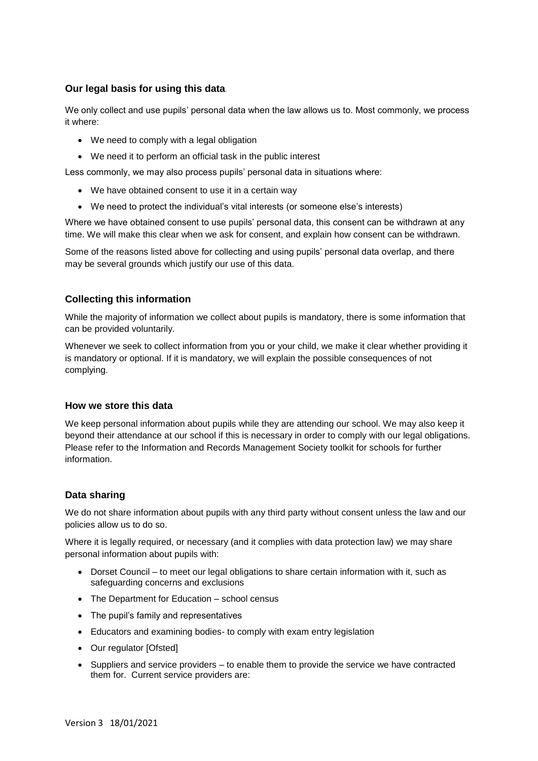### Our legal basis for using this data.

We only collect and use pupils' personal data when the law allows us to. Most commonly, we process it where:

- We need to comply with a legal obligation
- We need it to perform an official task in the public interest

Less commonly, we may also process pupils' personal data in situations where:

- We have obtained consent to use it in a certain way
- We need to protect the individual's vital interests (or someone else's interests)

Where we have obtained consent to use pupils' personal data, this consent can be withdrawn at any time. We will make this clear when we ask for consent, and explain how consent can be withdrawn.

Some of the reasons listed above for collecting and using pupils' personal data overlap, and there may be several grounds which justify our use of this data.

### Collecting this information

While the majority of information we collect about pupils is mandatory, there is some information that can be provided voluntarily.

Whenever we seek to collect information from you or your child, we make it clear whether providing it is mandatory or optional. If it is mandatory, we will explain the possible consequences of not complying.

### How we store this data

We keep personal information about pupils while they are attending our school. We may also keep it beyond their attendance at our school if this is necessary in order to comply with our legal obligations. Please refer to the Information and Records Management Society toolkit for schools for further information.

### Data sharing

We do not share information about pupils with any third party without consent unless the law and our policies allow us to do so.

Where it is legally required, or necessary (and it complies with data protection law) we may share personal information about pupils with:

- Dorset Council – to meet our legal obligations to share certain information with it, such as safeguarding concerns and exclusions
- The Department for Education – school census
- The pupil's family and representatives
- Educators and examining bodies- to comply with exam entry legislation
- Our regulator [Ofsted]
- Suppliers and service providers – to enable them to provide the service we have contracted them for. Current service providers are: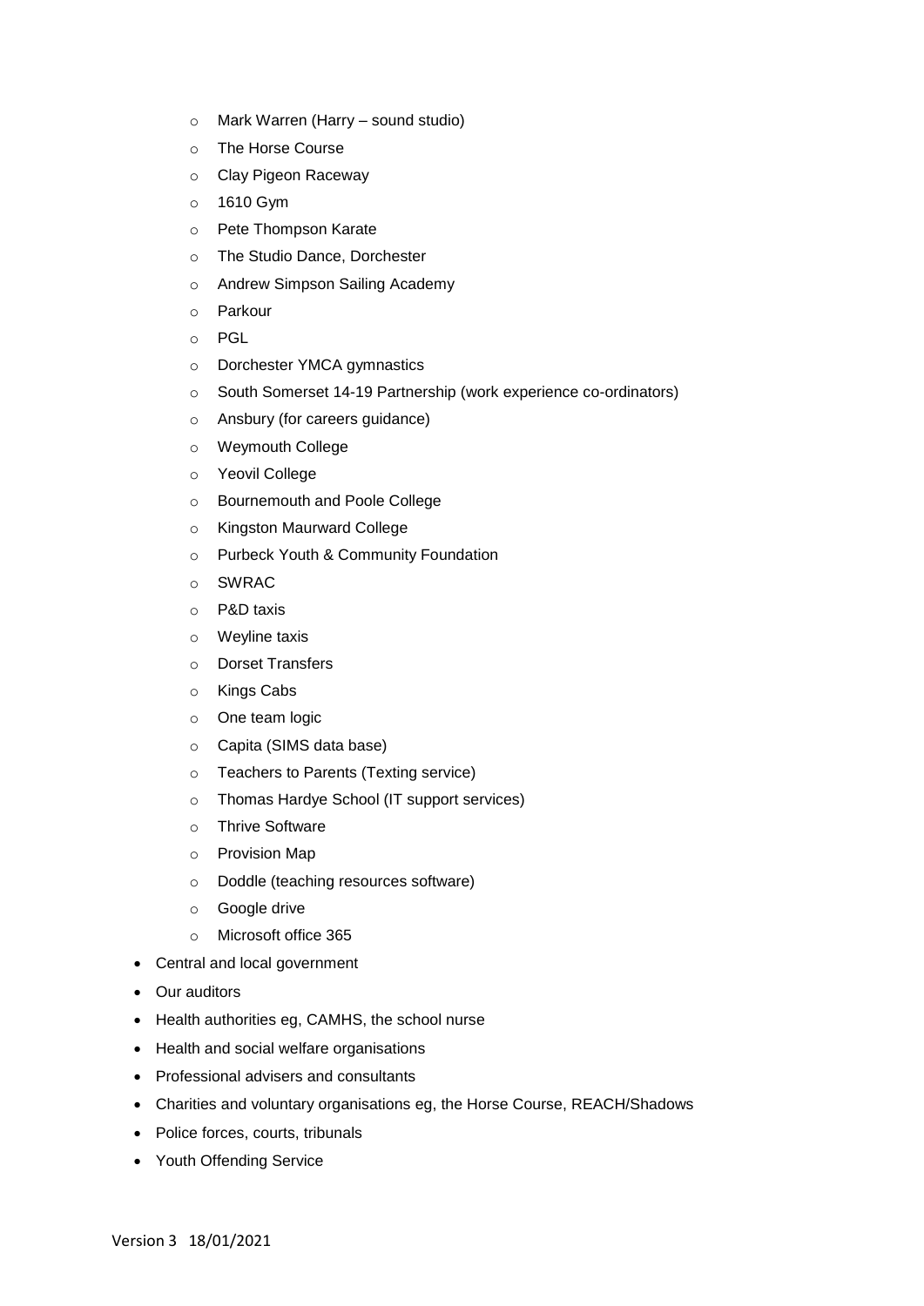- Mark Warren (Harry – sound studio)
  - The Horse Course
  - Clay Pigeon Raceway
  - 1610 Gym
  - Pete Thompson Karate
  - The Studio Dance, Dorchester
  - Andrew Simpson Sailing Academy
  - Parkour
  - PGL
  - Dorchester YMCA gymnastics
  - South Somerset 14-19 Partnership (work experience co-ordinators)
  - Ansbury (for careers guidance)
  - Weymouth College
  - Yeovil College
  - Bournemouth and Poole College
  - Kingston Maurward College
  - Purbeck Youth & Community Foundation
  - SWRAC
  - P&D taxis
  - Weyline taxis
  - Dorset Transfers
  - Kings Cabs
  - One team logic
  - Capita (SIMS data base)
  - Teachers to Parents (Texting service)
  - Thomas Hardye School (IT support services)
  - Thrive Software
  - Provision Map
  - Doddle (teaching resources software)
  - Google drive
  - Microsoft office 365
- Central and local government
- Our auditors
- Health authorities eg, CAMHS, the school nurse
- Health and social welfare organisations
- Professional advisers and consultants
- Charities and voluntary organisations eg, the Horse Course, REACH/Shadows
- Police forces, courts, tribunals
- Youth Offending Service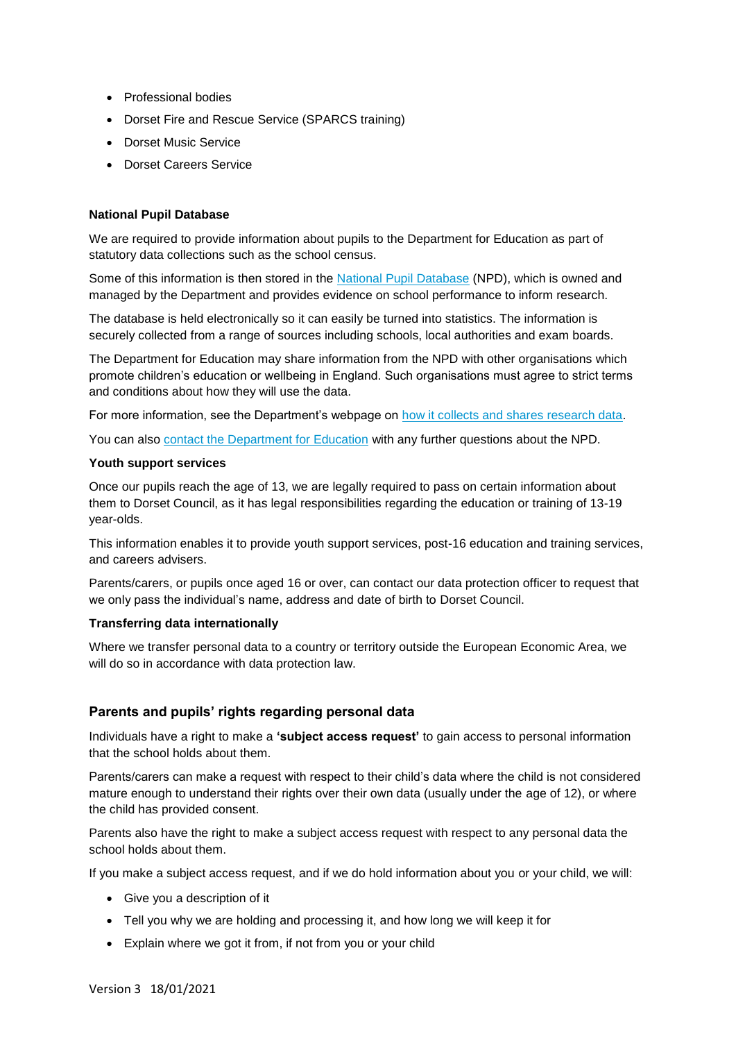- Professional bodies
- Dorset Fire and Rescue Service (SPARCS training)
- Dorset Music Service
- Dorset Careers Service

**National Pupil Database**

We are required to provide information about pupils to the Department for Education as part of statutory data collections such as the school census.

Some of this information is then stored in the National Pupil Database (NPD), which is owned and managed by the Department and provides evidence on school performance to inform research.

The database is held electronically so it can easily be turned into statistics. The information is securely collected from a range of sources including schools, local authorities and exam boards.

The Department for Education may share information from the NPD with other organisations which promote children's education or wellbeing in England. Such organisations must agree to strict terms and conditions about how they will use the data.

For more information, see the Department's webpage on how it collects and shares research data.

You can also contact the Department for Education with any further questions about the NPD.

**Youth support services**

Once our pupils reach the age of 13, we are legally required to pass on certain information about them to Dorset Council, as it has legal responsibilities regarding the education or training of 13-19 year-olds.

This information enables it to provide youth support services, post-16 education and training services, and careers advisers.

Parents/carers, or pupils once aged 16 or over, can contact our data protection officer to request that we only pass the individual's name, address and date of birth to Dorset Council.

**Transferring data internationally**

Where we transfer personal data to a country or territory outside the European Economic Area, we will do so in accordance with data protection law.

## Parents and pupils' rights regarding personal data

Individuals have a right to make a **'subject access request'** to gain access to personal information that the school holds about them.

Parents/carers can make a request with respect to their child's data where the child is not considered mature enough to understand their rights over their own data (usually under the age of 12), or where the child has provided consent.

Parents also have the right to make a subject access request with respect to any personal data the school holds about them.

If you make a subject access request, and if we do hold information about you or your child, we will:

- Give you a description of it
- Tell you why we are holding and processing it, and how long we will keep it for
- Explain where we got it from, if not from you or your child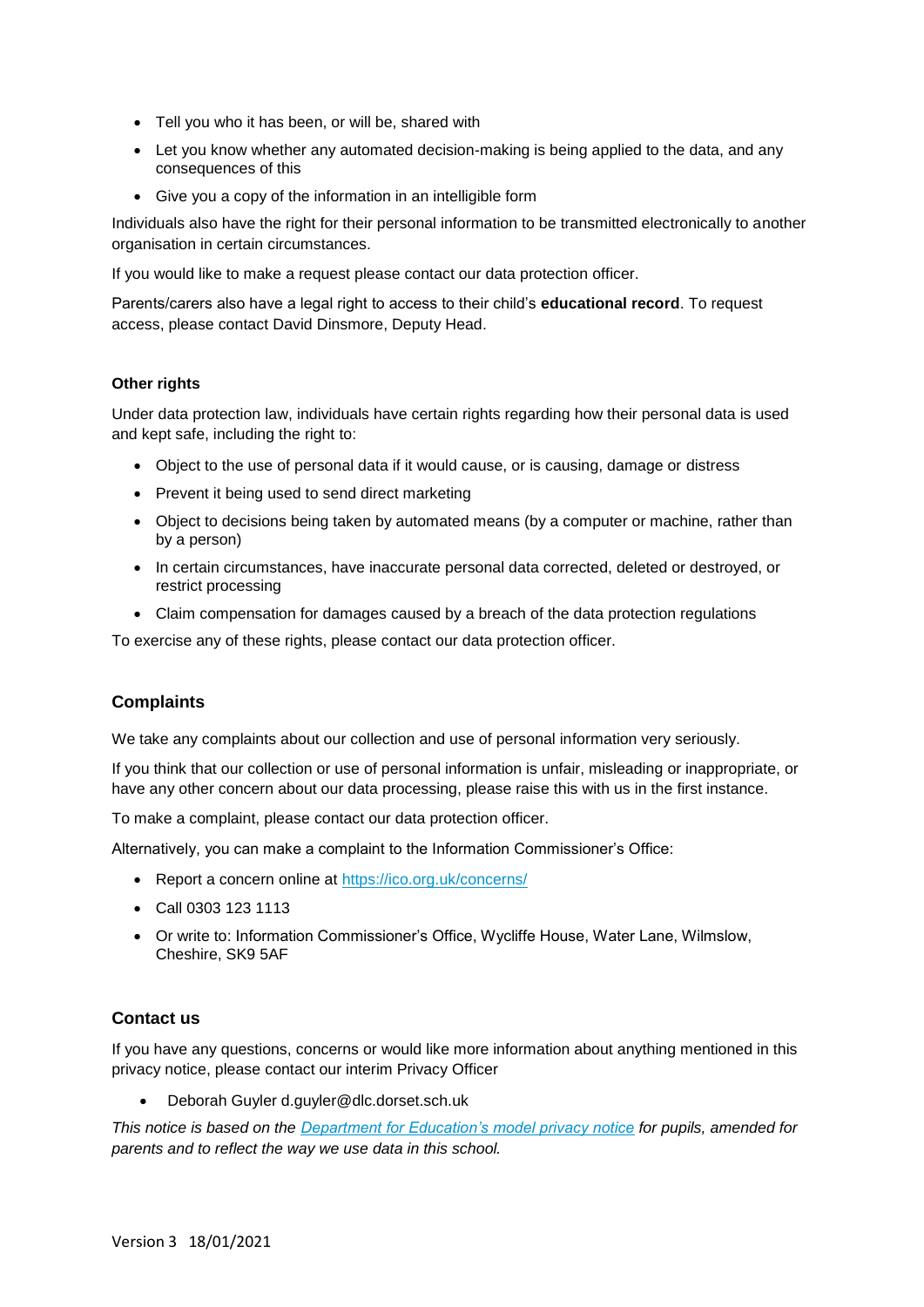- Tell you who it has been, or will be, shared with
- Let you know whether any automated decision-making is being applied to the data, and any consequences of this
- Give you a copy of the information in an intelligible form

Individuals also have the right for their personal information to be transmitted electronically to another organisation in certain circumstances.

If you would like to make a request please contact our data protection officer.

Parents/carers also have a legal right to access to their child's **educational record**. To request access, please contact David Dinsmore, Deputy Head.

#### Other rights

Under data protection law, individuals have certain rights regarding how their personal data is used and kept safe, including the right to:

- Object to the use of personal data if it would cause, or is causing, damage or distress
- Prevent it being used to send direct marketing
- Object to decisions being taken by automated means (by a computer or machine, rather than by a person)
- In certain circumstances, have inaccurate personal data corrected, deleted or destroyed, or restrict processing
- Claim compensation for damages caused by a breach of the data protection regulations

To exercise any of these rights, please contact our data protection officer.

### Complaints

We take any complaints about our collection and use of personal information very seriously.

If you think that our collection or use of personal information is unfair, misleading or inappropriate, or have any other concern about our data processing, please raise this with us in the first instance.

To make a complaint, please contact our data protection officer.

Alternatively, you can make a complaint to the Information Commissioner's Office:

- Report a concern online at [https://ico.org.uk/concerns/](https://ico.org.uk/concerns/)
- Call 0303 123 1113
- Or write to: Information Commissioner's Office, Wycliffe House, Water Lane, Wilmslow, Cheshire, SK9 5AF

### Contact us

If you have any questions, concerns or would like more information about anything mentioned in this privacy notice, please contact our interim Privacy Officer

- Deborah Guyler d.guyler@dlc.dorset.sch.uk

*This notice is based on the [Department for Education's model privacy notice](#) for pupils, amended for parents and to reflect the way we use data in this school.*

Version 3 18/01/2021